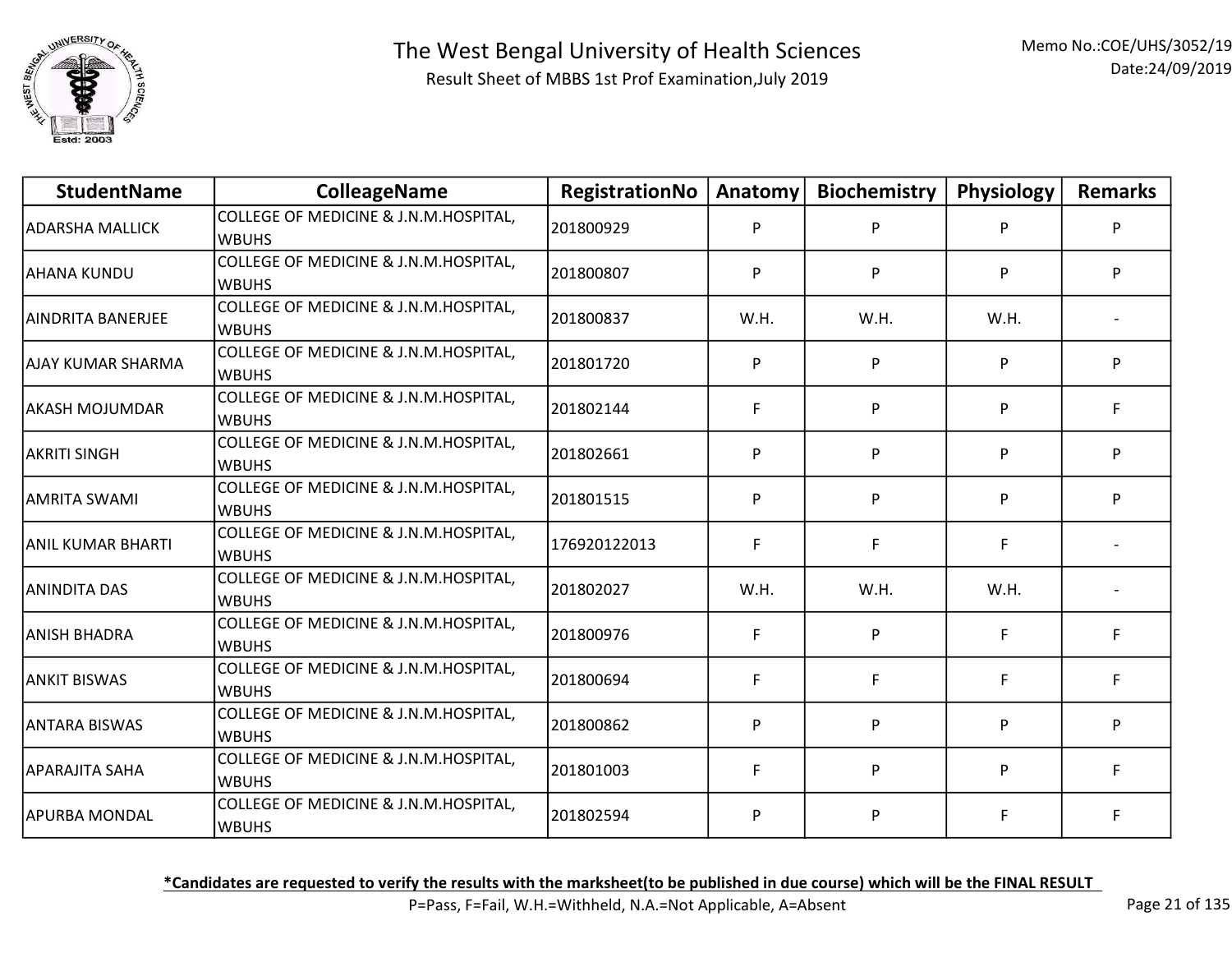# The West Bengal University of Health Sciences

Result Sheet of MBBS 1st Prof Examination,July 2019

Memo No.:COE/UHS/3052/19
Date:24/09/2019

| StudentName | ColleageName | RegistrationNo | Anatomy | Biochemistry | Physiology | Remarks |
|---|---|---|---|---|---|---|
| ADARSHA MALLICK | COLLEGE OF MEDICINE & J.N.M.HOSPITAL, WBUHS | 201800929 | P | P | P | P |
| AHANA KUNDU | COLLEGE OF MEDICINE & J.N.M.HOSPITAL, WBUHS | 201800807 | P | P | P | P |
| AINDRITA BANERJEE | COLLEGE OF MEDICINE & J.N.M.HOSPITAL, WBUHS | 201800837 | W.H. | W.H. | W.H. | - |
| AJAY KUMAR SHARMA | COLLEGE OF MEDICINE & J.N.M.HOSPITAL, WBUHS | 201801720 | P | P | P | P |
| AKASH MOJUMDAR | COLLEGE OF MEDICINE & J.N.M.HOSPITAL, WBUHS | 201802144 | F | P | P | F |
| AKRITI SINGH | COLLEGE OF MEDICINE & J.N.M.HOSPITAL, WBUHS | 201802661 | P | P | P | P |
| AMRITA SWAMI | COLLEGE OF MEDICINE & J.N.M.HOSPITAL, WBUHS | 201801515 | P | P | P | P |
| ANIL KUMAR BHARTI | COLLEGE OF MEDICINE & J.N.M.HOSPITAL, WBUHS | 176920122013 | F | F | F | - |
| ANINDITA DAS | COLLEGE OF MEDICINE & J.N.M.HOSPITAL, WBUHS | 201802027 | W.H. | W.H. | W.H. | - |
| ANISH BHADRA | COLLEGE OF MEDICINE & J.N.M.HOSPITAL, WBUHS | 201800976 | F | P | F | F |
| ANKIT BISWAS | COLLEGE OF MEDICINE & J.N.M.HOSPITAL, WBUHS | 201800694 | F | F | F | F |
| ANTARA BISWAS | COLLEGE OF MEDICINE & J.N.M.HOSPITAL, WBUHS | 201800862 | P | P | P | P |
| APARAJITA SAHA | COLLEGE OF MEDICINE & J.N.M.HOSPITAL, WBUHS | 201801003 | F | P | P | F |
| APURBA MONDAL | COLLEGE OF MEDICINE & J.N.M.HOSPITAL, WBUHS | 201802594 | P | P | F | F |

***Candidates are requested to verify the results with the marksheet(to be published in due course) which will be the FINAL RESULT**

P=Pass, F=Fail, W.H.=Withheld, N.A.=Not Applicable, A=Absent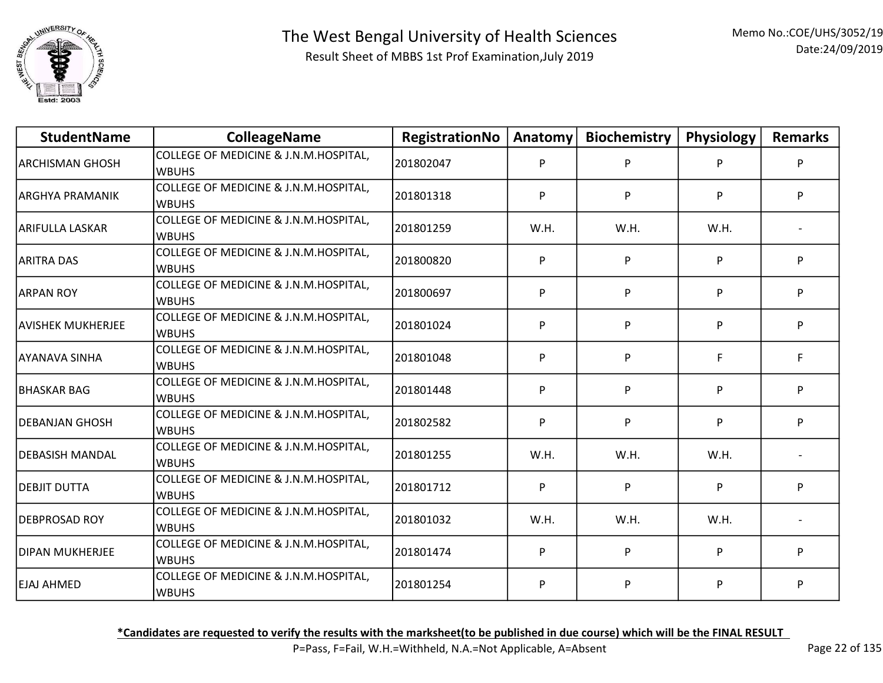# The West Bengal University of Health Sciences

Result Sheet of MBBS 1st Prof Examination,July 2019

Memo No.:COE/UHS/3052/19
Date:24/09/2019

| StudentName | ColleageName | RegistrationNo | Anatomy | Biochemistry | Physiology | Remarks |
|---|---|---|---|---|---|---|
| ARCHISMAN GHOSH | COLLEGE OF MEDICINE & J.N.M.HOSPITAL, WBUHS | 201802047 | P | P | P | P |
| ARGHYA PRAMANIK | COLLEGE OF MEDICINE & J.N.M.HOSPITAL, WBUHS | 201801318 | P | P | P | P |
| ARIFULLA LASKAR | COLLEGE OF MEDICINE & J.N.M.HOSPITAL, WBUHS | 201801259 | W.H. | W.H. | W.H. | - |
| ARITRA DAS | COLLEGE OF MEDICINE & J.N.M.HOSPITAL, WBUHS | 201800820 | P | P | P | P |
| ARPAN ROY | COLLEGE OF MEDICINE & J.N.M.HOSPITAL, WBUHS | 201800697 | P | P | P | P |
| AVISHEK MUKHERJEE | COLLEGE OF MEDICINE & J.N.M.HOSPITAL, WBUHS | 201801024 | P | P | P | P |
| AYANAVA SINHA | COLLEGE OF MEDICINE & J.N.M.HOSPITAL, WBUHS | 201801048 | P | P | F | F |
| BHASKAR BAG | COLLEGE OF MEDICINE & J.N.M.HOSPITAL, WBUHS | 201801448 | P | P | P | P |
| DEBANJAN GHOSH | COLLEGE OF MEDICINE & J.N.M.HOSPITAL, WBUHS | 201802582 | P | P | P | P |
| DEBASISH MANDAL | COLLEGE OF MEDICINE & J.N.M.HOSPITAL, WBUHS | 201801255 | W.H. | W.H. | W.H. | - |
| DEBJIT DUTTA | COLLEGE OF MEDICINE & J.N.M.HOSPITAL, WBUHS | 201801712 | P | P | P | P |
| DEBPROSAD ROY | COLLEGE OF MEDICINE & J.N.M.HOSPITAL, WBUHS | 201801032 | W.H. | W.H. | W.H. | - |
| DIPAN MUKHERJEE | COLLEGE OF MEDICINE & J.N.M.HOSPITAL, WBUHS | 201801474 | P | P | P | P |
| EJAJ AHMED | COLLEGE OF MEDICINE & J.N.M.HOSPITAL, WBUHS | 201801254 | P | P | P | P |

**\*Candidates are requested to verify the results with the marksheet(to be published in due course) which will be the FINAL RESULT**

P=Pass, F=Fail, W.H.=Withheld, N.A.=Not Applicable, A=Absent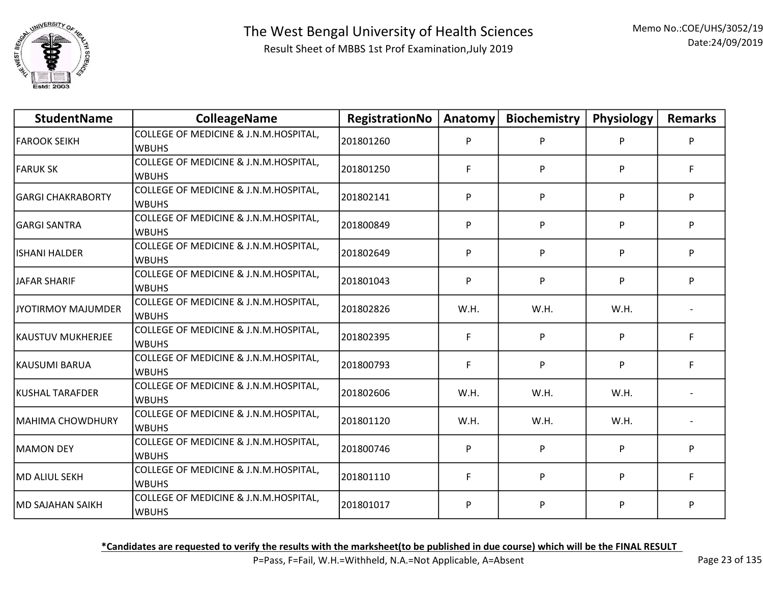# The West Bengal University of Health Sciences

Result Sheet of MBBS 1st Prof Examination,July 2019

Memo No.:COE/UHS/3052/19
Date:24/09/2019

| StudentName | ColleageName | RegistrationNo | Anatomy | Biochemistry | Physiology | Remarks |
|---|---|---|---|---|---|---|
| FAROOK SEIKH | COLLEGE OF MEDICINE & J.N.M.HOSPITAL, WBUHS | 201801260 | P | P | P | P |
| FARUK SK | COLLEGE OF MEDICINE & J.N.M.HOSPITAL, WBUHS | 201801250 | F | P | P | F |
| GARGI CHAKRABORTY | COLLEGE OF MEDICINE & J.N.M.HOSPITAL, WBUHS | 201802141 | P | P | P | P |
| GARGI SANTRA | COLLEGE OF MEDICINE & J.N.M.HOSPITAL, WBUHS | 201800849 | P | P | P | P |
| ISHANI HALDER | COLLEGE OF MEDICINE & J.N.M.HOSPITAL, WBUHS | 201802649 | P | P | P | P |
| JAFAR SHARIF | COLLEGE OF MEDICINE & J.N.M.HOSPITAL, WBUHS | 201801043 | P | P | P | P |
| JYOTIRMOY MAJUMDER | COLLEGE OF MEDICINE & J.N.M.HOSPITAL, WBUHS | 201802826 | W.H. | W.H. | W.H. | - |
| KAUSTUV MUKHERJEE | COLLEGE OF MEDICINE & J.N.M.HOSPITAL, WBUHS | 201802395 | F | P | P | F |
| KAUSUMI BARUA | COLLEGE OF MEDICINE & J.N.M.HOSPITAL, WBUHS | 201800793 | F | P | P | F |
| KUSHAL TARAFDER | COLLEGE OF MEDICINE & J.N.M.HOSPITAL, WBUHS | 201802606 | W.H. | W.H. | W.H. | - |
| MAHIMA CHOWDHURY | COLLEGE OF MEDICINE & J.N.M.HOSPITAL, WBUHS | 201801120 | W.H. | W.H. | W.H. | - |
| MAMON DEY | COLLEGE OF MEDICINE & J.N.M.HOSPITAL, WBUHS | 201800746 | P | P | P | P |
| MD ALIUL SEKH | COLLEGE OF MEDICINE & J.N.M.HOSPITAL, WBUHS | 201801110 | F | P | P | F |
| MD SAJAHAN SAIKH | COLLEGE OF MEDICINE & J.N.M.HOSPITAL, WBUHS | 201801017 | P | P | P | P |

***Candidates are requested to verify the results with the marksheet(to be published in due course) which will be the FINAL RESULT**

P=Pass, F=Fail, W.H.=Withheld, N.A.=Not Applicable, A=Absent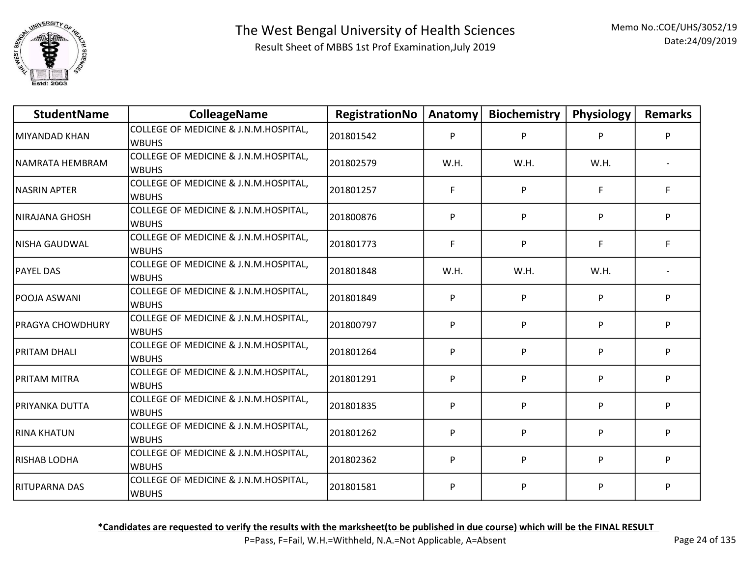# The West Bengal University of Health Sciences

Result Sheet of MBBS 1st Prof Examination,July 2019

Memo No.:COE/UHS/3052/19
Date:24/09/2019

| StudentName | ColleageName | RegistrationNo | Anatomy | Biochemistry | Physiology | Remarks |
|---|---|---|---|---|---|---|
| MIYANDAD KHAN | COLLEGE OF MEDICINE & J.N.M.HOSPITAL, WBUHS | 201801542 | P | P | P | P |
| NAMRATA HEMBRAM | COLLEGE OF MEDICINE & J.N.M.HOSPITAL, WBUHS | 201802579 | W.H. | W.H. | W.H. | - |
| NASRIN APTER | COLLEGE OF MEDICINE & J.N.M.HOSPITAL, WBUHS | 201801257 | F | P | F | F |
| NIRAJANA GHOSH | COLLEGE OF MEDICINE & J.N.M.HOSPITAL, WBUHS | 201800876 | P | P | P | P |
| NISHA GAUDWAL | COLLEGE OF MEDICINE & J.N.M.HOSPITAL, WBUHS | 201801773 | F | P | F | F |
| PAYEL DAS | COLLEGE OF MEDICINE & J.N.M.HOSPITAL, WBUHS | 201801848 | W.H. | W.H. | W.H. | - |
| POOJA ASWANI | COLLEGE OF MEDICINE & J.N.M.HOSPITAL, WBUHS | 201801849 | P | P | P | P |
| PRAGYA CHOWDHURY | COLLEGE OF MEDICINE & J.N.M.HOSPITAL, WBUHS | 201800797 | P | P | P | P |
| PRITAM DHALI | COLLEGE OF MEDICINE & J.N.M.HOSPITAL, WBUHS | 201801264 | P | P | P | P |
| PRITAM MITRA | COLLEGE OF MEDICINE & J.N.M.HOSPITAL, WBUHS | 201801291 | P | P | P | P |
| PRIYANKA DUTTA | COLLEGE OF MEDICINE & J.N.M.HOSPITAL, WBUHS | 201801835 | P | P | P | P |
| RINA KHATUN | COLLEGE OF MEDICINE & J.N.M.HOSPITAL, WBUHS | 201801262 | P | P | P | P |
| RISHAB LODHA | COLLEGE OF MEDICINE & J.N.M.HOSPITAL, WBUHS | 201802362 | P | P | P | P |
| RITUPARNA DAS | COLLEGE OF MEDICINE & J.N.M.HOSPITAL, WBUHS | 201801581 | P | P | P | P |

**\*Candidates are requested to verify the results with the marksheet(to be published in due course) which will be the FINAL RESULT**

P=Pass, F=Fail, W.H.=Withheld, N.A.=Not Applicable, A=Absent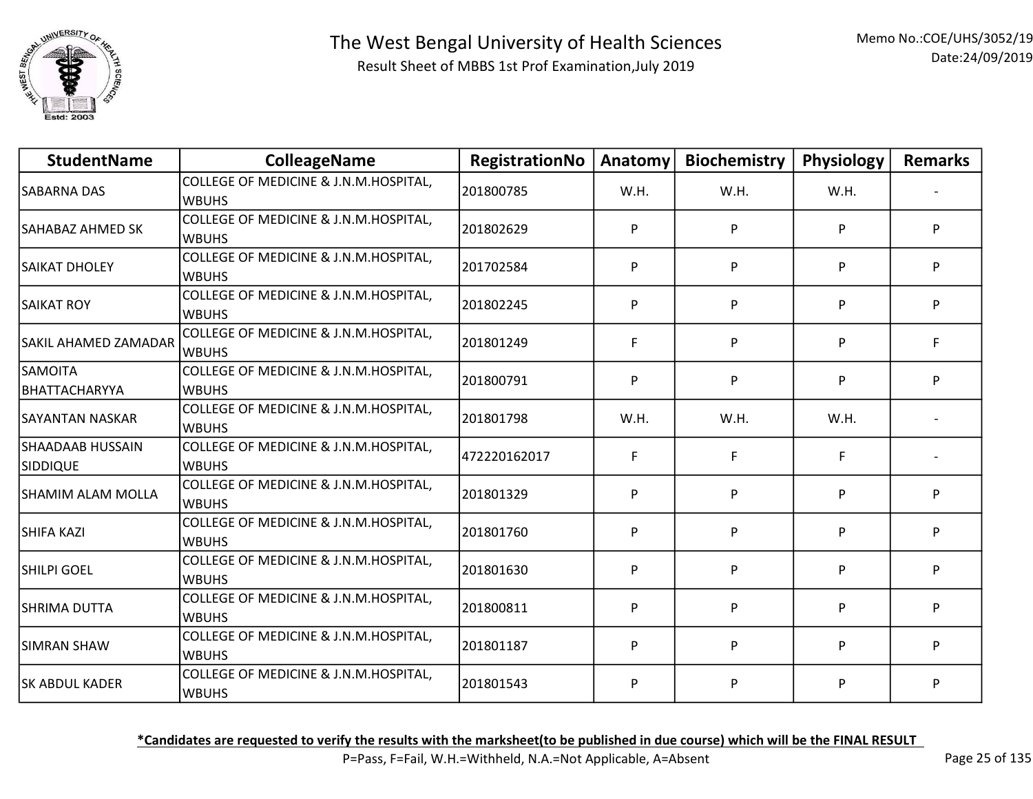# The West Bengal University of Health Sciences

Result Sheet of MBBS 1st Prof Examination,July 2019

Memo No.:COE/UHS/3052/19
Date:24/09/2019

| StudentName | ColleageName | RegistrationNo | Anatomy | Biochemistry | Physiology | Remarks |
|---|---|---|---|---|---|---|
| SABARNA DAS | COLLEGE OF MEDICINE & J.N.M.HOSPITAL, WBUHS | 201800785 | W.H. | W.H. | W.H. | - |
| SAHABAZ AHMED SK | COLLEGE OF MEDICINE & J.N.M.HOSPITAL, WBUHS | 201802629 | P | P | P | P |
| SAIKAT DHOLEY | COLLEGE OF MEDICINE & J.N.M.HOSPITAL, WBUHS | 201702584 | P | P | P | P |
| SAIKAT ROY | COLLEGE OF MEDICINE & J.N.M.HOSPITAL, WBUHS | 201802245 | P | P | P | P |
| SAKIL AHAMED ZAMADAR | COLLEGE OF MEDICINE & J.N.M.HOSPITAL, WBUHS | 201801249 | F | P | P | F |
| SAMOITA BHATTACHARYYA | COLLEGE OF MEDICINE & J.N.M.HOSPITAL, WBUHS | 201800791 | P | P | P | P |
| SAYANTAN NASKAR | COLLEGE OF MEDICINE & J.N.M.HOSPITAL, WBUHS | 201801798 | W.H. | W.H. | W.H. | - |
| SHAADAAB HUSSAIN SIDDIQUE | COLLEGE OF MEDICINE & J.N.M.HOSPITAL, WBUHS | 472220162017 | F | F | F | - |
| SHAMIM ALAM MOLLA | COLLEGE OF MEDICINE & J.N.M.HOSPITAL, WBUHS | 201801329 | P | P | P | P |
| SHIFA KAZI | COLLEGE OF MEDICINE & J.N.M.HOSPITAL, WBUHS | 201801760 | P | P | P | P |
| SHILPI GOEL | COLLEGE OF MEDICINE & J.N.M.HOSPITAL, WBUHS | 201801630 | P | P | P | P |
| SHRIMA DUTTA | COLLEGE OF MEDICINE & J.N.M.HOSPITAL, WBUHS | 201800811 | P | P | P | P |
| SIMRAN SHAW | COLLEGE OF MEDICINE & J.N.M.HOSPITAL, WBUHS | 201801187 | P | P | P | P |
| SK ABDUL KADER | COLLEGE OF MEDICINE & J.N.M.HOSPITAL, WBUHS | 201801543 | P | P | P | P |

**\*Candidates are requested to verify the results with the marksheet(to be published in due course) which will be the FINAL RESULT**

P=Pass, F=Fail, W.H.=Withheld, N.A.=Not Applicable, A=Absent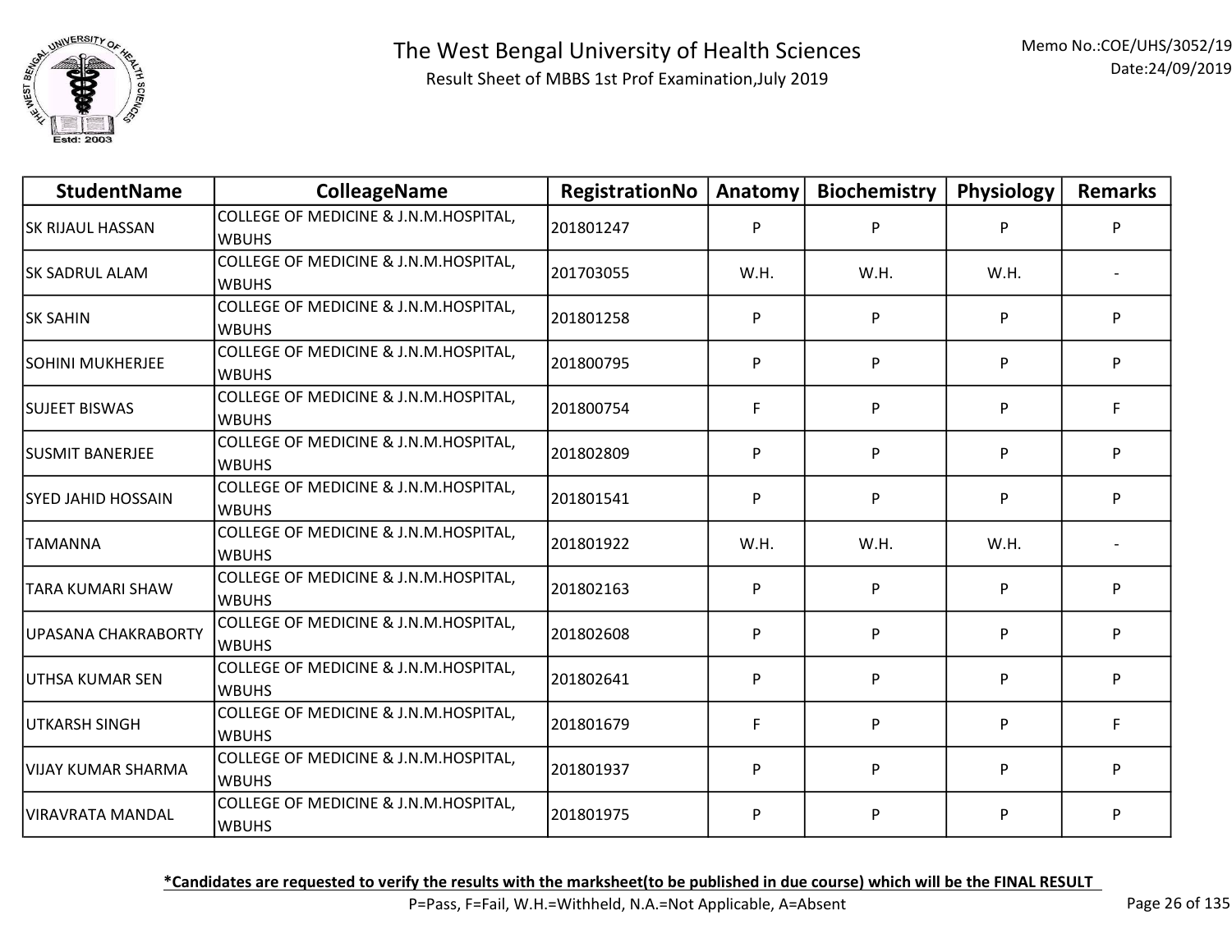# The West Bengal University of Health Sciences

Result Sheet of MBBS 1st Prof Examination,July 2019

Memo No.:COE/UHS/3052/19
Date:24/09/2019

| StudentName | ColleageName | RegistrationNo | Anatomy | Biochemistry | Physiology | Remarks |
|---|---|---|---|---|---|---|
| SK RIJAUL HASSAN | COLLEGE OF MEDICINE & J.N.M.HOSPITAL, WBUHS | 201801247 | P | P | P | P |
| SK SADRUL ALAM | COLLEGE OF MEDICINE & J.N.M.HOSPITAL, WBUHS | 201703055 | W.H. | W.H. | W.H. | - |
| SK SAHIN | COLLEGE OF MEDICINE & J.N.M.HOSPITAL, WBUHS | 201801258 | P | P | P | P |
| SOHINI MUKHERJEE | COLLEGE OF MEDICINE & J.N.M.HOSPITAL, WBUHS | 201800795 | P | P | P | P |
| SUJEET BISWAS | COLLEGE OF MEDICINE & J.N.M.HOSPITAL, WBUHS | 201800754 | F | P | P | F |
| SUSMIT BANERJEE | COLLEGE OF MEDICINE & J.N.M.HOSPITAL, WBUHS | 201802809 | P | P | P | P |
| SYED JAHID HOSSAIN | COLLEGE OF MEDICINE & J.N.M.HOSPITAL, WBUHS | 201801541 | P | P | P | P |
| TAMANNA | COLLEGE OF MEDICINE & J.N.M.HOSPITAL, WBUHS | 201801922 | W.H. | W.H. | W.H. | - |
| TARA KUMARI SHAW | COLLEGE OF MEDICINE & J.N.M.HOSPITAL, WBUHS | 201802163 | P | P | P | P |
| UPASANA CHAKRABORTY | COLLEGE OF MEDICINE & J.N.M.HOSPITAL, WBUHS | 201802608 | P | P | P | P |
| UTHSA KUMAR SEN | COLLEGE OF MEDICINE & J.N.M.HOSPITAL, WBUHS | 201802641 | P | P | P | P |
| UTKARSH SINGH | COLLEGE OF MEDICINE & J.N.M.HOSPITAL, WBUHS | 201801679 | F | P | P | F |
| VIJAY KUMAR SHARMA | COLLEGE OF MEDICINE & J.N.M.HOSPITAL, WBUHS | 201801937 | P | P | P | P |
| VIRAVRATA MANDAL | COLLEGE OF MEDICINE & J.N.M.HOSPITAL, WBUHS | 201801975 | P | P | P | P |

**<u>*Candidates are requested to verify the results with the marksheet(to be published in due course) which will be the FINAL RESULT</u>**

P=Pass, F=Fail, W.H.=Withheld, N.A.=Not Applicable, A=Absent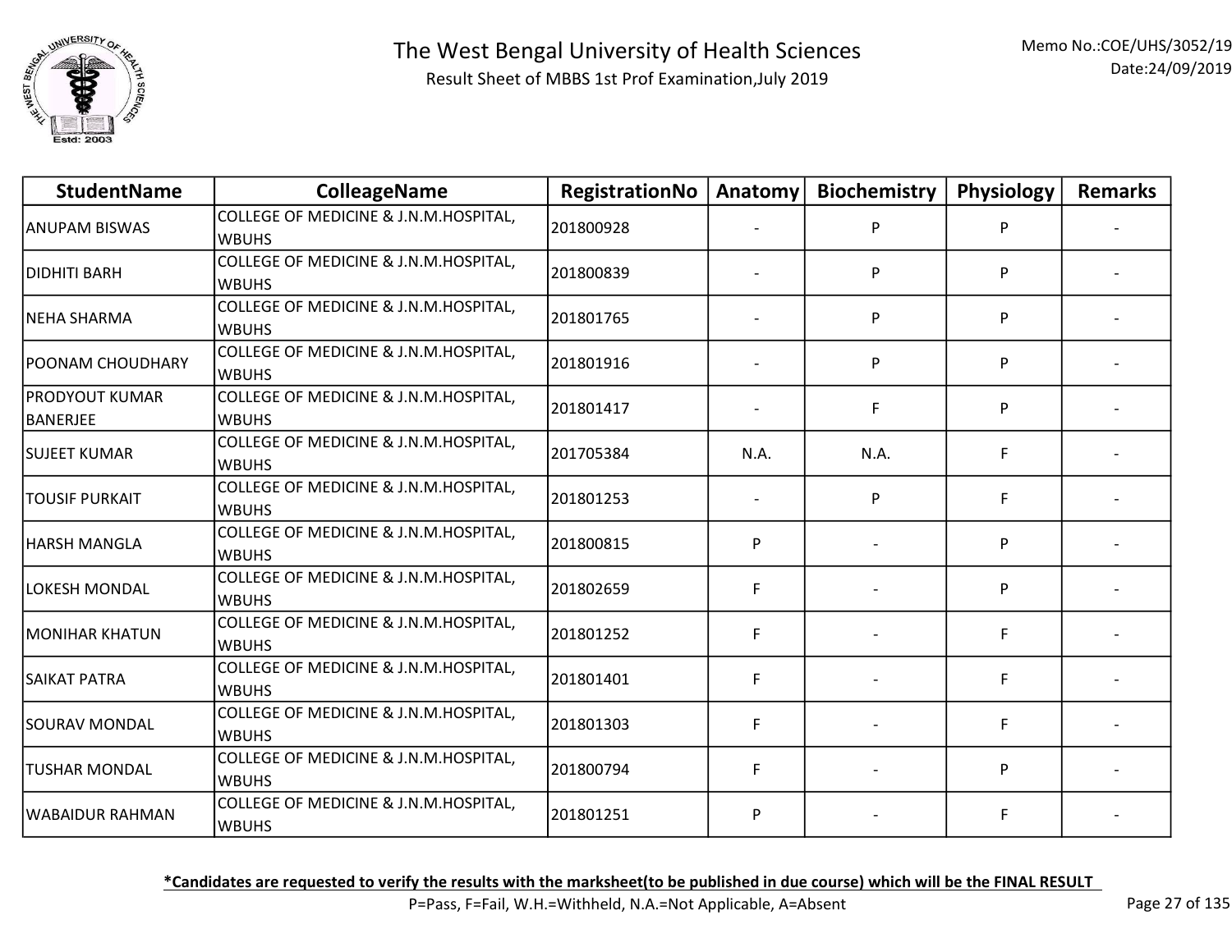# The West Bengal University of Health Sciences

Result Sheet of MBBS 1st Prof Examination,July 2019

Memo No.:COE/UHS/3052/19
Date:24/09/2019

| StudentName | ColleageName | RegistrationNo | Anatomy | Biochemistry | Physiology | Remarks |
|---|---|---|---|---|---|---|
| ANUPAM BISWAS | COLLEGE OF MEDICINE & J.N.M.HOSPITAL, WBUHS | 201800928 | - | P | P | - |
| DIDHITI BARH | COLLEGE OF MEDICINE & J.N.M.HOSPITAL, WBUHS | 201800839 | - | P | P | - |
| NEHA SHARMA | COLLEGE OF MEDICINE & J.N.M.HOSPITAL, WBUHS | 201801765 | - | P | P | - |
| POONAM CHOUDHARY | COLLEGE OF MEDICINE & J.N.M.HOSPITAL, WBUHS | 201801916 | - | P | P | - |
| PRODYOUT KUMAR BANERJEE | COLLEGE OF MEDICINE & J.N.M.HOSPITAL, WBUHS | 201801417 | - | F | P | - |
| SUJEET KUMAR | COLLEGE OF MEDICINE & J.N.M.HOSPITAL, WBUHS | 201705384 | N.A. | N.A. | F | - |
| TOUSIF PURKAIT | COLLEGE OF MEDICINE & J.N.M.HOSPITAL, WBUHS | 201801253 | - | P | F | - |
| HARSH MANGLA | COLLEGE OF MEDICINE & J.N.M.HOSPITAL, WBUHS | 201800815 | P | - | P | - |
| LOKESH MONDAL | COLLEGE OF MEDICINE & J.N.M.HOSPITAL, WBUHS | 201802659 | F | - | P | - |
| MONIHAR KHATUN | COLLEGE OF MEDICINE & J.N.M.HOSPITAL, WBUHS | 201801252 | F | - | F | - |
| SAIKAT PATRA | COLLEGE OF MEDICINE & J.N.M.HOSPITAL, WBUHS | 201801401 | F | - | F | - |
| SOURAV MONDAL | COLLEGE OF MEDICINE & J.N.M.HOSPITAL, WBUHS | 201801303 | F | - | F | - |
| TUSHAR MONDAL | COLLEGE OF MEDICINE & J.N.M.HOSPITAL, WBUHS | 201800794 | F | - | P | - |
| WABAIDUR RAHMAN | COLLEGE OF MEDICINE & J.N.M.HOSPITAL, WBUHS | 201801251 | P | - | F | - |

**\*Candidates are requested to verify the results with the marksheet(to be published in due course) which will be the FINAL RESULT**

P=Pass, F=Fail, W.H.=Withheld, N.A.=Not Applicable, A=Absent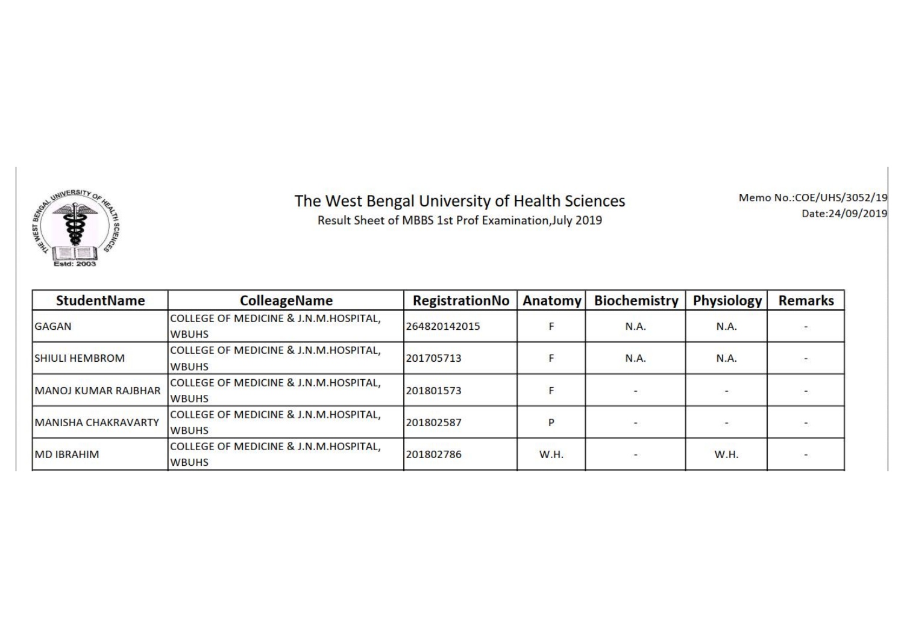# The West Bengal University of Health Sciences

Result Sheet of MBBS 1st Prof Examination,July 2019

Memo No.:COE/UHS/3052/19
Date:24/09/2019

| StudentName | ColleageName | RegistrationNo | Anatomy | Biochemistry | Physiology | Remarks |
|---|---|---|---|---|---|---|
| GAGAN | COLLEGE OF MEDICINE & J.N.M.HOSPITAL, WBUHS | 264820142015 | F | N.A. | N.A. | - |
| SHIULI HEMBROM | COLLEGE OF MEDICINE & J.N.M.HOSPITAL, WBUHS | 201705713 | F | N.A. | N.A. | - |
| MANOJ KUMAR RAJBHAR | COLLEGE OF MEDICINE & J.N.M.HOSPITAL, WBUHS | 201801573 | F | - | - | - |
| MANISHA CHAKRAVARTY | COLLEGE OF MEDICINE & J.N.M.HOSPITAL, WBUHS | 201802587 | P | - | - | - |
| MD IBRAHIM | COLLEGE OF MEDICINE & J.N.M.HOSPITAL, WBUHS | 201802786 | W.H. | - | W.H. | - |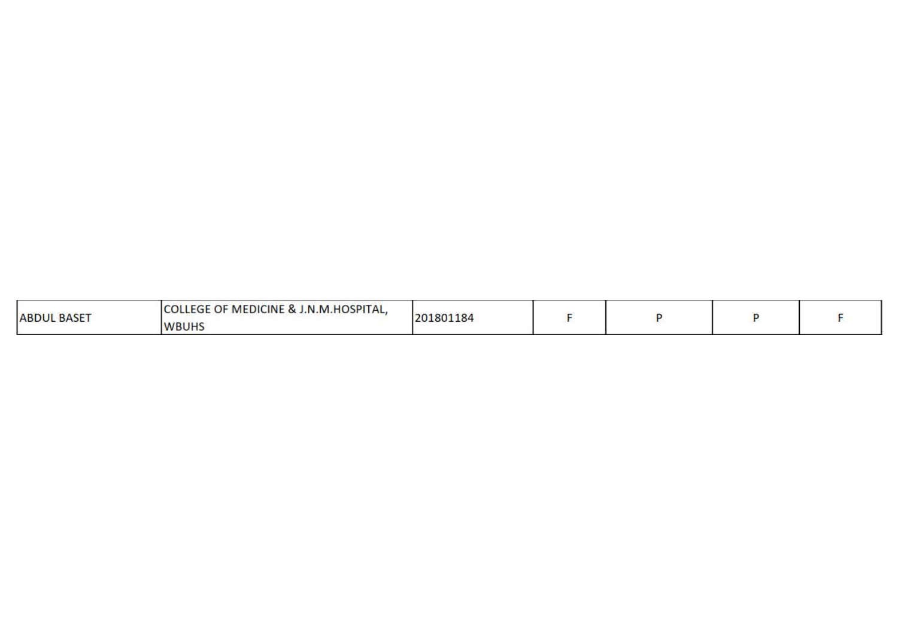| | | | | | | |
|---|---|---|---|---|---|---|
| ABDUL BASET | COLLEGE OF MEDICINE & J.N.M.HOSPITAL, WBUHS | 201801184 | F | P | P | F |